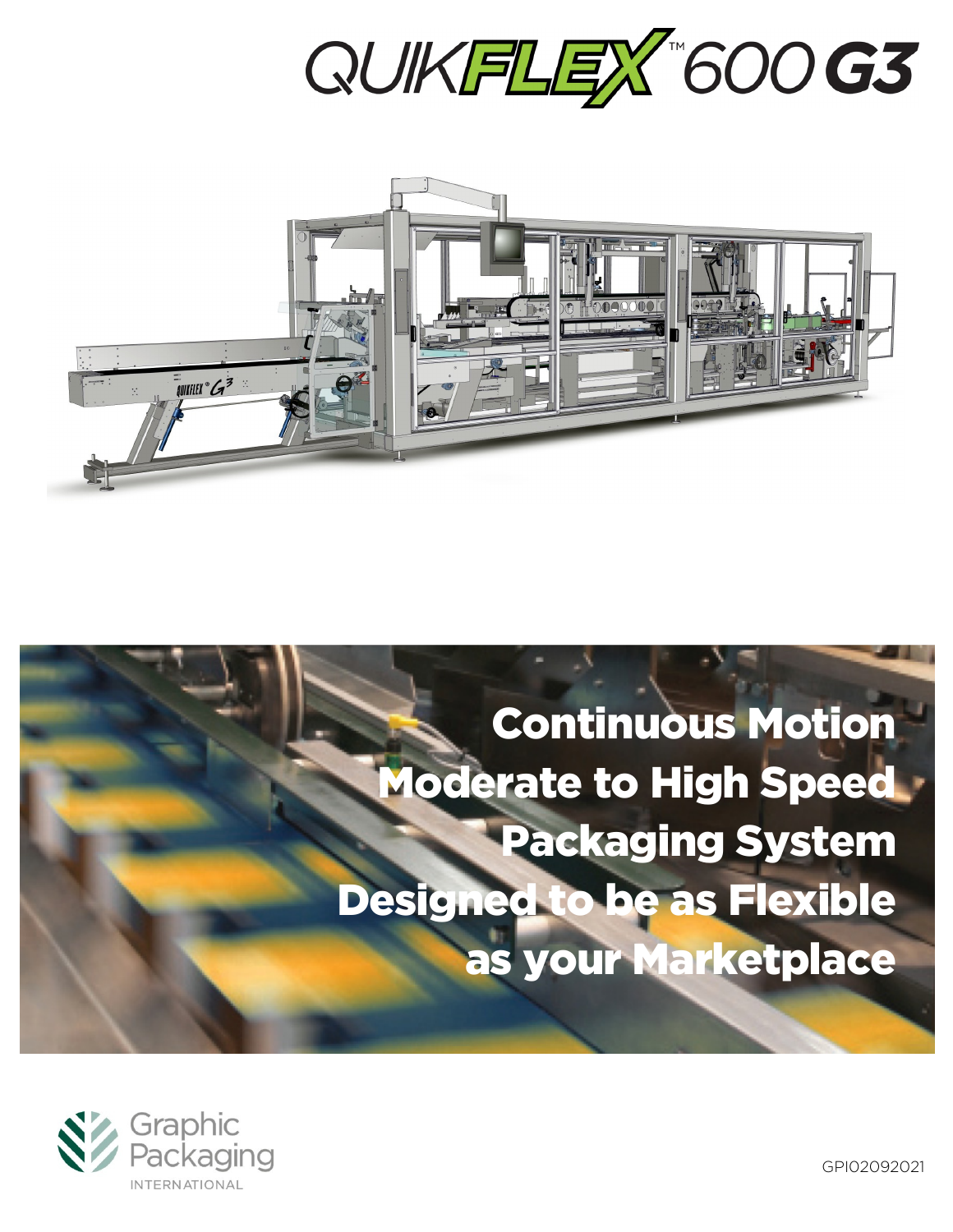# QUIKFLEX™ 600 G3

## Continuous Motion Moderate to High Speed Packaging System Designed to be as Flexible as your Marketplace

Graphic Packaging INTERNATIONAL

GPI02092021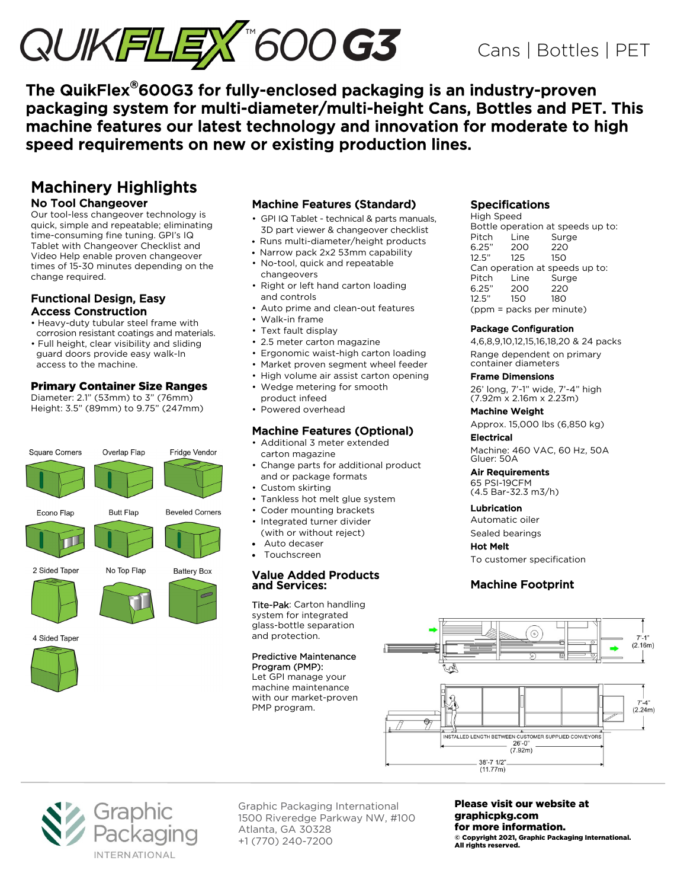# QUIKFLEX™ 600 G3

Cans | Bottles | PET

**The QuikFlex®600G3 for fully-enclosed packaging is an industry-proven packaging system for multi-diameter/multi-height Cans, Bottles and PET. This machine features our latest technology and innovation for moderate to high speed requirements on new or existing production lines.**

## Machinery Highlights

### No Tool Changeover

Our tool-less changeover technology is quick, simple and repeatable; eliminating time-consuming fine tuning. GPI's IQ Tablet with Changeover Checklist and Video Help enable proven changeover times of 15-30 minutes depending on the change required.

### Functional Design, Easy Access Construction

- Heavy-duty tubular steel frame with corrosion resistant coatings and materials.
- Full height, clear visibility and sliding guard doors provide easy walk-In access to the machine.

### Primary Container Size Ranges

Diameter: 2.1" (53mm) to 3" (76mm)
Height: 3.5" (89mm) to 9.75" (247mm)

Square Corners
Overlap Flap
Fridge Vendor
Econo Flap
Butt Flap
Beveled Corners
2 Sided Taper
No Top Flap
Battery Box
4 Sided Taper

## Machine Features (Standard)

- GPI IQ Tablet - technical & parts manuals, 3D part viewer & changeover checklist
- Runs multi-diameter/height products
- Narrow pack 2x2 53mm capability
- No-tool, quick and repeatable changeovers
- Right or left hand carton loading and controls
- Auto prime and clean-out features
- Walk-in frame
- Text fault display
- 2.5 meter carton magazine
- Ergonomic waist-high carton loading
- Market proven segment wheel feeder
- High volume air assist carton opening
- Wedge metering for smooth product infeed
- Powered overhead

## Machine Features (Optional)

- Additional 3 meter extended carton magazine
- Change parts for additional product and or package formats
- Custom skirting
- Tankless hot melt glue system
- Coder mounting brackets
- Integrated turner divider (with or without reject)
- Auto decaser
- Touchscreen

## Value Added Products and Services:

Tite-Pak: Carton handling system for integrated glass-bottle separation and protection.

Predictive Maintenance Program (PMP):
Let GPI manage your machine maintenance with our market-proven PMP program.

## Specifications

High Speed

Bottle operation at speeds up to:

| Pitch | Line | Surge |
|---|---|---|
| 6.25" | 200 | 220 |
| 12.5" | 125 | 150 |

Can operation at speeds up to:

| Pitch | Line | Surge |
|---|---|---|
| 6.25" | 200 | 220 |
| 12.5" | 150 | 180 |

(ppm = packs per minute)

**Package Configuration**

4,6,8,9,10,12,15,16,18,20 & 24 packs

Range dependent on primary container diameters

**Frame Dimensions**

26' long, 7'-1" wide, 7'-4" high (7.92m x 2.16m x 2.23m)

**Machine Weight**

Approx. 15,000 lbs (6,850 kg)

**Electrical**

Machine: 460 VAC, 60 Hz, 50A
Gluer: 50A

**Air Requirements**

65 PSI-19CFM
(4.5 Bar-32.3 m3/h)

**Lubrication**

Automatic oiler

Sealed bearings

**Hot Melt**

To customer specification

## Machine Footprint

7'-1" (2.16m)

7'-4" (2.24m)

INSTALLED LENGTH BETWEEN CUSTOMER SUPPLIED CONVEYORS
26'-0" (7.92m)

38'-7 1/2" (11.77m)

Graphic Packaging International

Graphic Packaging International
1500 Riveredge Parkway NW, #100
Atlanta, GA 30328
+1 (770) 240-7200

**Please visit our website at graphicpkg.com for more information.**

**© Copyright 2021, Graphic Packaging International. All rights reserved.**